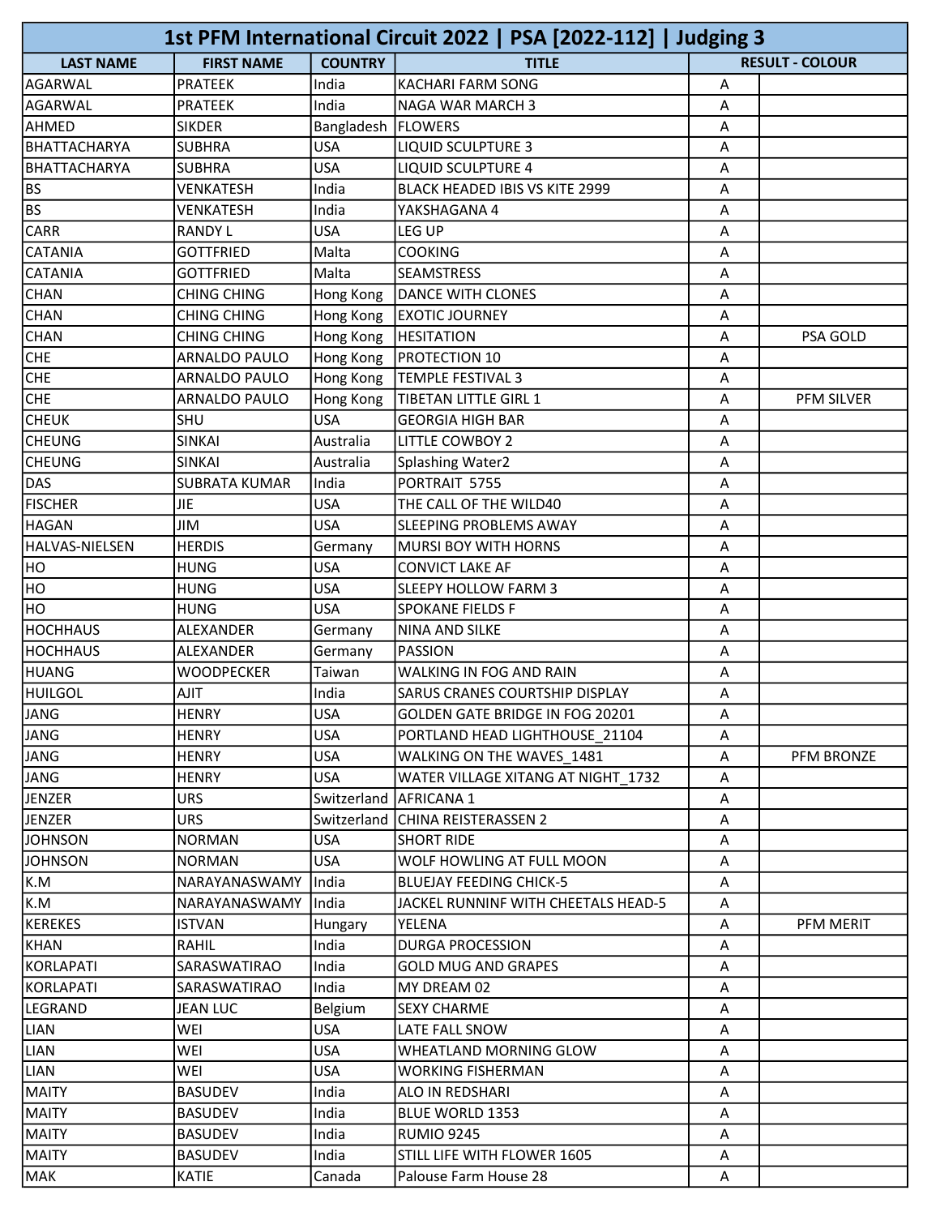# 1st PFM International Circuit 2022 | PSA [2022-112] | Judging 3

| LAST NAME | FIRST NAME | COUNTRY | TITLE | RESULT - COLOUR | |
|---|---|---|---|---|---|
| AGARWAL | PRATEEK | India | KACHARI FARM SONG | A | |
| AGARWAL | PRATEEK | India | NAGA WAR MARCH 3 | A | |
| AHMED | SIKDER | Bangladesh | FLOWERS | A | |
| BHATTACHARYA | SUBHRA | USA | LIQUID SCULPTURE 3 | A | |
| BHATTACHARYA | SUBHRA | USA | LIQUID SCULPTURE 4 | A | |
| BS | VENKATESH | India | BLACK HEADED IBIS VS KITE 2999 | A | |
| BS | VENKATESH | India | YAKSHAGANA 4 | A | |
| CARR | RANDY L | USA | LEG UP | A | |
| CATANIA | GOTTFRIED | Malta | COOKING | A | |
| CATANIA | GOTTFRIED | Malta | SEAMSTRESS | A | |
| CHAN | CHING CHING | Hong Kong | DANCE WITH CLONES | A | |
| CHAN | CHING CHING | Hong Kong | EXOTIC JOURNEY | A | |
| CHAN | CHING CHING | Hong Kong | HESITATION | A | PSA GOLD |
| CHE | ARNALDO PAULO | Hong Kong | PROTECTION 10 | A | |
| CHE | ARNALDO PAULO | Hong Kong | TEMPLE FESTIVAL 3 | A | |
| CHE | ARNALDO PAULO | Hong Kong | TIBETAN LITTLE GIRL 1 | A | PFM SILVER |
| CHEUK | SHU | USA | GEORGIA HIGH BAR | A | |
| CHEUNG | SINKAI | Australia | LITTLE COWBOY 2 | A | |
| CHEUNG | SINKAI | Australia | Splashing Water2 | A | |
| DAS | SUBRATA KUMAR | India | PORTRAIT 5755 | A | |
| FISCHER | JIE | USA | THE CALL OF THE WILD40 | A | |
| HAGAN | JIM | USA | SLEEPING PROBLEMS AWAY | A | |
| HALVAS-NIELSEN | HERDIS | Germany | MURSI BOY WITH HORNS | A | |
| HO | HUNG | USA | CONVICT LAKE AF | A | |
| HO | HUNG | USA | SLEEPY HOLLOW FARM 3 | A | |
| HO | HUNG | USA | SPOKANE FIELDS F | A | |
| HOCHHAUS | ALEXANDER | Germany | NINA AND SILKE | A | |
| HOCHHAUS | ALEXANDER | Germany | PASSION | A | |
| HUANG | WOODPECKER | Taiwan | WALKING IN FOG AND RAIN | A | |
| HUILGOL | AJIT | India | SARUS CRANES COURTSHIP DISPLAY | A | |
| JANG | HENRY | USA | GOLDEN GATE BRIDGE IN FOG 20201 | A | |
| JANG | HENRY | USA | PORTLAND HEAD LIGHTHOUSE_21104 | A | |
| JANG | HENRY | USA | WALKING ON THE WAVES_1481 | A | PFM BRONZE |
| JANG | HENRY | USA | WATER VILLAGE XITANG AT NIGHT_1732 | A | |
| JENZER | URS | Switzerland | AFRICANA 1 | A | |
| JENZER | URS | Switzerland | CHINA REISTERASSEN 2 | A | |
| JOHNSON | NORMAN | USA | SHORT RIDE | A | |
| JOHNSON | NORMAN | USA | WOLF HOWLING AT FULL MOON | A | |
| K.M | NARAYANASWAMY | India | BLUEJAY FEEDING CHICK-5 | A | |
| K.M | NARAYANASWAMY | India | JACKEL RUNNINF WITH CHEETALS HEAD-5 | A | |
| KEREKES | ISTVAN | Hungary | YELENA | A | PFM MERIT |
| KHAN | RAHIL | India | DURGA PROCESSION | A | |
| KORLAPATI | SARASWATIRAO | India | GOLD MUG AND GRAPES | A | |
| KORLAPATI | SARASWATIRAO | India | MY DREAM 02 | A | |
| LEGRAND | JEAN LUC | Belgium | SEXY CHARME | A | |
| LIAN | WEI | USA | LATE FALL SNOW | A | |
| LIAN | WEI | USA | WHEATLAND MORNING GLOW | A | |
| LIAN | WEI | USA | WORKING FISHERMAN | A | |
| MAITY | BASUDEV | India | ALO IN REDSHARI | A | |
| MAITY | BASUDEV | India | BLUE WORLD 1353 | A | |
| MAITY | BASUDEV | India | RUMIO 9245 | A | |
| MAITY | BASUDEV | India | STILL LIFE WITH FLOWER 1605 | A | |
| MAK | KATIE | Canada | Palouse Farm House 28 | A | |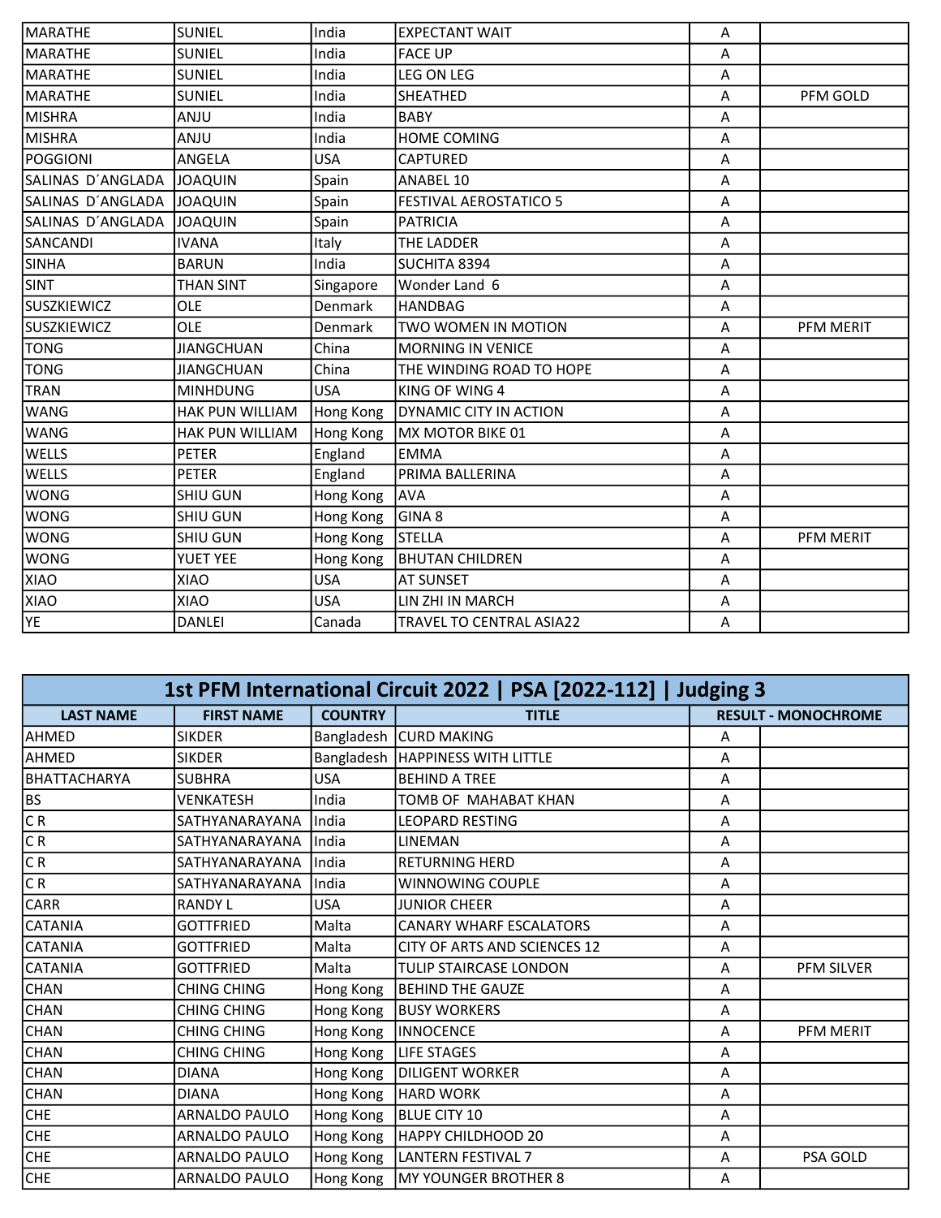| | | | | | |
|---|---|---|---|---|---|
| MARATHE | SUNIEL | India | EXPECTANT WAIT | A | |
| MARATHE | SUNIEL | India | FACE UP | A | |
| MARATHE | SUNIEL | India | LEG ON LEG | A | |
| MARATHE | SUNIEL | India | SHEATHED | A | PFM GOLD |
| MISHRA | ANJU | India | BABY | A | |
| MISHRA | ANJU | India | HOME COMING | A | |
| POGGIONI | ANGELA | USA | CAPTURED | A | |
| SALINAS D´ANGLADA | JOAQUIN | Spain | ANABEL 10 | A | |
| SALINAS D´ANGLADA | JOAQUIN | Spain | FESTIVAL AEROSTATICO 5 | A | |
| SALINAS D´ANGLADA | JOAQUIN | Spain | PATRICIA | A | |
| SANCANDI | IVANA | Italy | THE LADDER | A | |
| SINHA | BARUN | India | SUCHITA 8394 | A | |
| SINT | THAN SINT | Singapore | Wonder Land 6 | A | |
| SUSZKIEWICZ | OLE | Denmark | HANDBAG | A | |
| SUSZKIEWICZ | OLE | Denmark | TWO WOMEN IN MOTION | A | PFM MERIT |
| TONG | JIANGCHUAN | China | MORNING IN VENICE | A | |
| TONG | JIANGCHUAN | China | THE WINDING ROAD TO HOPE | A | |
| TRAN | MINHDUNG | USA | KING OF WING 4 | A | |
| WANG | HAK PUN WILLIAM | Hong Kong | DYNAMIC CITY IN ACTION | A | |
| WANG | HAK PUN WILLIAM | Hong Kong | MX MOTOR BIKE 01 | A | |
| WELLS | PETER | England | EMMA | A | |
| WELLS | PETER | England | PRIMA BALLERINA | A | |
| WONG | SHIU GUN | Hong Kong | AVA | A | |
| WONG | SHIU GUN | Hong Kong | GINA 8 | A | |
| WONG | SHIU GUN | Hong Kong | STELLA | A | PFM MERIT |
| WONG | YUET YEE | Hong Kong | BHUTAN CHILDREN | A | |
| XIAO | XIAO | USA | AT SUNSET | A | |
| XIAO | XIAO | USA | LIN ZHI IN MARCH | A | |
| YE | DANLEI | Canada | TRAVEL TO CENTRAL ASIA22 | A | |

## 1st PFM International Circuit 2022 | PSA [2022-112] | Judging 3

| LAST NAME | FIRST NAME | COUNTRY | TITLE | RESULT - MONOCHROME | |
|---|---|---|---|---|---|
| AHMED | SIKDER | Bangladesh | CURD MAKING | A | |
| AHMED | SIKDER | Bangladesh | HAPPINESS WITH LITTLE | A | |
| BHATTACHARYA | SUBHRA | USA | BEHIND A TREE | A | |
| BS | VENKATESH | India | TOMB OF MAHABAT KHAN | A | |
| C R | SATHYANARAYANA | India | LEOPARD RESTING | A | |
| C R | SATHYANARAYANA | India | LINEMAN | A | |
| C R | SATHYANARAYANA | India | RETURNING HERD | A | |
| C R | SATHYANARAYANA | India | WINNOWING COUPLE | A | |
| CARR | RANDY L | USA | JUNIOR CHEER | A | |
| CATANIA | GOTTFRIED | Malta | CANARY WHARF ESCALATORS | A | |
| CATANIA | GOTTFRIED | Malta | CITY OF ARTS AND SCIENCES 12 | A | |
| CATANIA | GOTTFRIED | Malta | TULIP STAIRCASE LONDON | A | PFM SILVER |
| CHAN | CHING CHING | Hong Kong | BEHIND THE GAUZE | A | |
| CHAN | CHING CHING | Hong Kong | BUSY WORKERS | A | |
| CHAN | CHING CHING | Hong Kong | INNOCENCE | A | PFM MERIT |
| CHAN | CHING CHING | Hong Kong | LIFE STAGES | A | |
| CHAN | DIANA | Hong Kong | DILIGENT WORKER | A | |
| CHAN | DIANA | Hong Kong | HARD WORK | A | |
| CHE | ARNALDO PAULO | Hong Kong | BLUE CITY 10 | A | |
| CHE | ARNALDO PAULO | Hong Kong | HAPPY CHILDHOOD 20 | A | |
| CHE | ARNALDO PAULO | Hong Kong | LANTERN FESTIVAL 7 | A | PSA GOLD |
| CHE | ARNALDO PAULO | Hong Kong | MY YOUNGER BROTHER 8 | A | |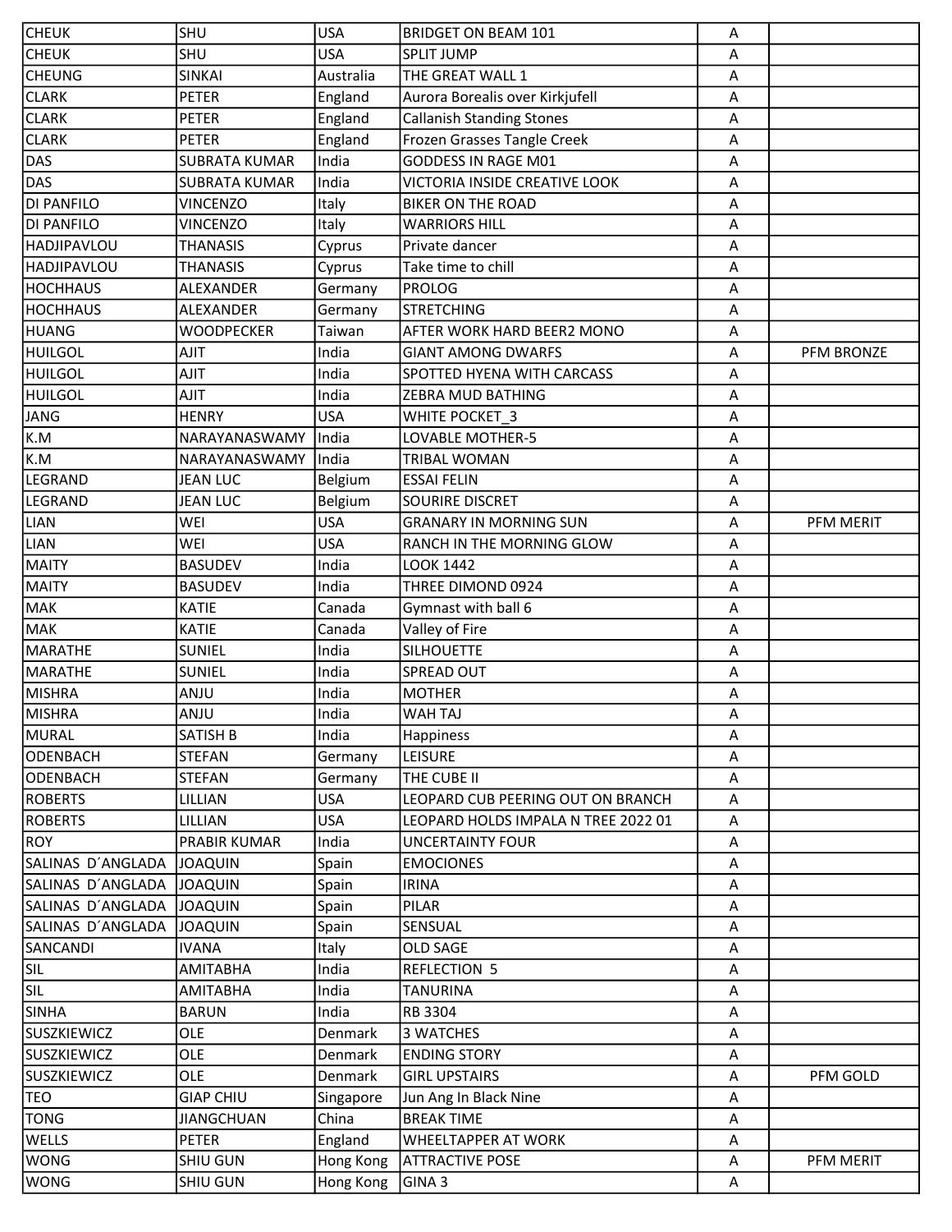| | | | | | |
|---|---|---|---|---|---|
| CHEUK | SHU | USA | BRIDGET ON BEAM 101 | A | |
| CHEUK | SHU | USA | SPLIT JUMP | A | |
| CHEUNG | SINKAI | Australia | THE GREAT WALL 1 | A | |
| CLARK | PETER | England | Aurora Borealis over Kirkjufell | A | |
| CLARK | PETER | England | Callanish Standing Stones | A | |
| CLARK | PETER | England | Frozen Grasses Tangle Creek | A | |
| DAS | SUBRATA KUMAR | India | GODDESS IN RAGE M01 | A | |
| DAS | SUBRATA KUMAR | India | VICTORIA INSIDE CREATIVE LOOK | A | |
| DI PANFILO | VINCENZO | Italy | BIKER ON THE ROAD | A | |
| DI PANFILO | VINCENZO | Italy | WARRIORS HILL | A | |
| HADJIPAVLOU | THANASIS | Cyprus | Private dancer | A | |
| HADJIPAVLOU | THANASIS | Cyprus | Take time to chill | A | |
| HOCHHAUS | ALEXANDER | Germany | PROLOG | A | |
| HOCHHAUS | ALEXANDER | Germany | STRETCHING | A | |
| HUANG | WOODPECKER | Taiwan | AFTER WORK HARD BEER2 MONO | A | |
| HUILGOL | AJIT | India | GIANT AMONG DWARFS | A | PFM BRONZE |
| HUILGOL | AJIT | India | SPOTTED HYENA WITH CARCASS | A | |
| HUILGOL | AJIT | India | ZEBRA MUD BATHING | A | |
| JANG | HENRY | USA | WHITE POCKET_3 | A | |
| K.M | NARAYANASWAMY | India | LOVABLE MOTHER-5 | A | |
| K.M | NARAYANASWAMY | India | TRIBAL WOMAN | A | |
| LEGRAND | JEAN LUC | Belgium | ESSAI FELIN | A | |
| LEGRAND | JEAN LUC | Belgium | SOURIRE DISCRET | A | |
| LIAN | WEI | USA | GRANARY IN MORNING SUN | A | PFM MERIT |
| LIAN | WEI | USA | RANCH IN THE MORNING GLOW | A | |
| MAITY | BASUDEV | India | LOOK 1442 | A | |
| MAITY | BASUDEV | India | THREE DIMOND 0924 | A | |
| MAK | KATIE | Canada | Gymnast with ball 6 | A | |
| MAK | KATIE | Canada | Valley of Fire | A | |
| MARATHE | SUNIEL | India | SILHOUETTE | A | |
| MARATHE | SUNIEL | India | SPREAD OUT | A | |
| MISHRA | ANJU | India | MOTHER | A | |
| MISHRA | ANJU | India | WAH TAJ | A | |
| MURAL | SATISH B | India | Happiness | A | |
| ODENBACH | STEFAN | Germany | LEISURE | A | |
| ODENBACH | STEFAN | Germany | THE CUBE II | A | |
| ROBERTS | LILLIAN | USA | LEOPARD CUB PEERING OUT ON BRANCH | A | |
| ROBERTS | LILLIAN | USA | LEOPARD HOLDS IMPALA N TREE 2022 01 | A | |
| ROY | PRABIR KUMAR | India | UNCERTAINTY FOUR | A | |
| SALINAS D´ANGLADA | JOAQUIN | Spain | EMOCIONES | A | |
| SALINAS D´ANGLADA | JOAQUIN | Spain | IRINA | A | |
| SALINAS D´ANGLADA | JOAQUIN | Spain | PILAR | A | |
| SALINAS D´ANGLADA | JOAQUIN | Spain | SENSUAL | A | |
| SANCANDI | IVANA | Italy | OLD SAGE | A | |
| SIL | AMITABHA | India | REFLECTION 5 | A | |
| SIL | AMITABHA | India | TANURINA | A | |
| SINHA | BARUN | India | RB 3304 | A | |
| SUSZKIEWICZ | OLE | Denmark | 3 WATCHES | A | |
| SUSZKIEWICZ | OLE | Denmark | ENDING STORY | A | |
| SUSZKIEWICZ | OLE | Denmark | GIRL UPSTAIRS | A | PFM GOLD |
| TEO | GIAP CHIU | Singapore | Jun Ang In Black Nine | A | |
| TONG | JIANGCHUAN | China | BREAK TIME | A | |
| WELLS | PETER | England | WHEELTAPPER AT WORK | A | |
| WONG | SHIU GUN | Hong Kong | ATTRACTIVE POSE | A | PFM MERIT |
| WONG | SHIU GUN | Hong Kong | GINA 3 | A | |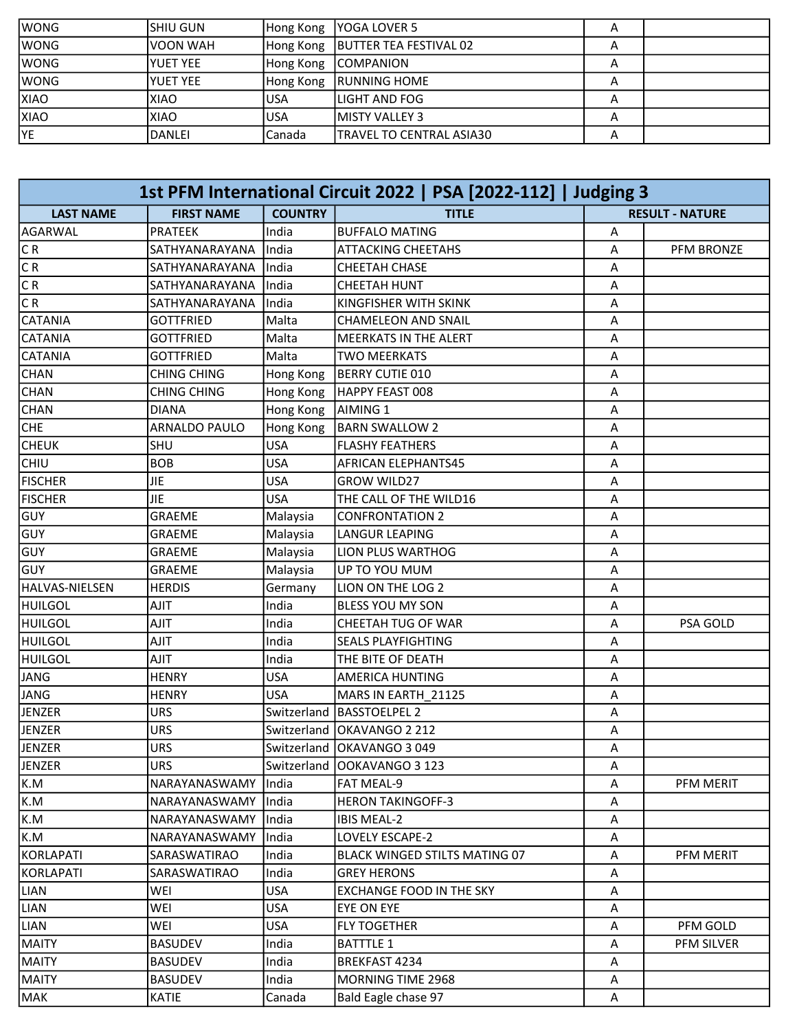| | | | | | |
|---|---|---|---|---|---|
| WONG | SHIU GUN | Hong Kong | YOGA LOVER 5 | A | |
| WONG | VOON WAH | Hong Kong | BUTTER TEA FESTIVAL 02 | A | |
| WONG | YUET YEE | Hong Kong | COMPANION | A | |
| WONG | YUET YEE | Hong Kong | RUNNING HOME | A | |
| XIAO | XIAO | USA | LIGHT AND FOG | A | |
| XIAO | XIAO | USA | MISTY VALLEY 3 | A | |
| YE | DANLEI | Canada | TRAVEL TO CENTRAL ASIA30 | A | |

## 1st PFM International Circuit 2022 | PSA [2022-112] | Judging 3

| LAST NAME | FIRST NAME | COUNTRY | TITLE | RESULT - NATURE | |
|---|---|---|---|---|---|
| AGARWAL | PRATEEK | India | BUFFALO MATING | A | |
| C R | SATHYANARAYANA | India | ATTACKING CHEETAHS | A | PFM BRONZE |
| C R | SATHYANARAYANA | India | CHEETAH CHASE | A | |
| C R | SATHYANARAYANA | India | CHEETAH HUNT | A | |
| C R | SATHYANARAYANA | India | KINGFISHER WITH SKINK | A | |
| CATANIA | GOTTFRIED | Malta | CHAMELEON AND SNAIL | A | |
| CATANIA | GOTTFRIED | Malta | MEERKATS IN THE ALERT | A | |
| CATANIA | GOTTFRIED | Malta | TWO MEERKATS | A | |
| CHAN | CHING CHING | Hong Kong | BERRY CUTIE 010 | A | |
| CHAN | CHING CHING | Hong Kong | HAPPY FEAST 008 | A | |
| CHAN | DIANA | Hong Kong | AIMING 1 | A | |
| CHE | ARNALDO PAULO | Hong Kong | BARN SWALLOW 2 | A | |
| CHEUK | SHU | USA | FLASHY FEATHERS | A | |
| CHIU | BOB | USA | AFRICAN ELEPHANTS45 | A | |
| FISCHER | JIE | USA | GROW WILD27 | A | |
| FISCHER | JIE | USA | THE CALL OF THE WILD16 | A | |
| GUY | GRAEME | Malaysia | CONFRONTATION 2 | A | |
| GUY | GRAEME | Malaysia | LANGUR LEAPING | A | |
| GUY | GRAEME | Malaysia | LION PLUS WARTHOG | A | |
| GUY | GRAEME | Malaysia | UP TO YOU MUM | A | |
| HALVAS-NIELSEN | HERDIS | Germany | LION ON THE LOG 2 | A | |
| HUILGOL | AJIT | India | BLESS YOU MY SON | A | |
| HUILGOL | AJIT | India | CHEETAH TUG OF WAR | A | PSA GOLD |
| HUILGOL | AJIT | India | SEALS PLAYFIGHTING | A | |
| HUILGOL | AJIT | India | THE BITE OF DEATH | A | |
| JANG | HENRY | USA | AMERICA HUNTING | A | |
| JANG | HENRY | USA | MARS IN EARTH_21125 | A | |
| JENZER | URS | Switzerland | BASSTOELPEL 2 | A | |
| JENZER | URS | Switzerland | OKAVANGO 2 212 | A | |
| JENZER | URS | Switzerland | OKAVANGO 3 049 | A | |
| JENZER | URS | Switzerland | OOKAVANGO 3 123 | A | |
| K.M | NARAYANASWAMY | India | FAT MEAL-9 | A | PFM MERIT |
| K.M | NARAYANASWAMY | India | HERON TAKINGOFF-3 | A | |
| K.M | NARAYANASWAMY | India | IBIS MEAL-2 | A | |
| K.M | NARAYANASWAMY | India | LOVELY ESCAPE-2 | A | |
| KORLAPATI | SARASWATIRAO | India | BLACK WINGED STILTS MATING 07 | A | PFM MERIT |
| KORLAPATI | SARASWATIRAO | India | GREY HERONS | A | |
| LIAN | WEI | USA | EXCHANGE FOOD IN THE SKY | A | |
| LIAN | WEI | USA | EYE ON EYE | A | |
| LIAN | WEI | USA | FLY TOGETHER | A | PFM GOLD |
| MAITY | BASUDEV | India | BATTTLE 1 | A | PFM SILVER |
| MAITY | BASUDEV | India | BREKFAST 4234 | A | |
| MAITY | BASUDEV | India | MORNING TIME 2968 | A | |
| MAK | KATIE | Canada | Bald Eagle chase 97 | A | |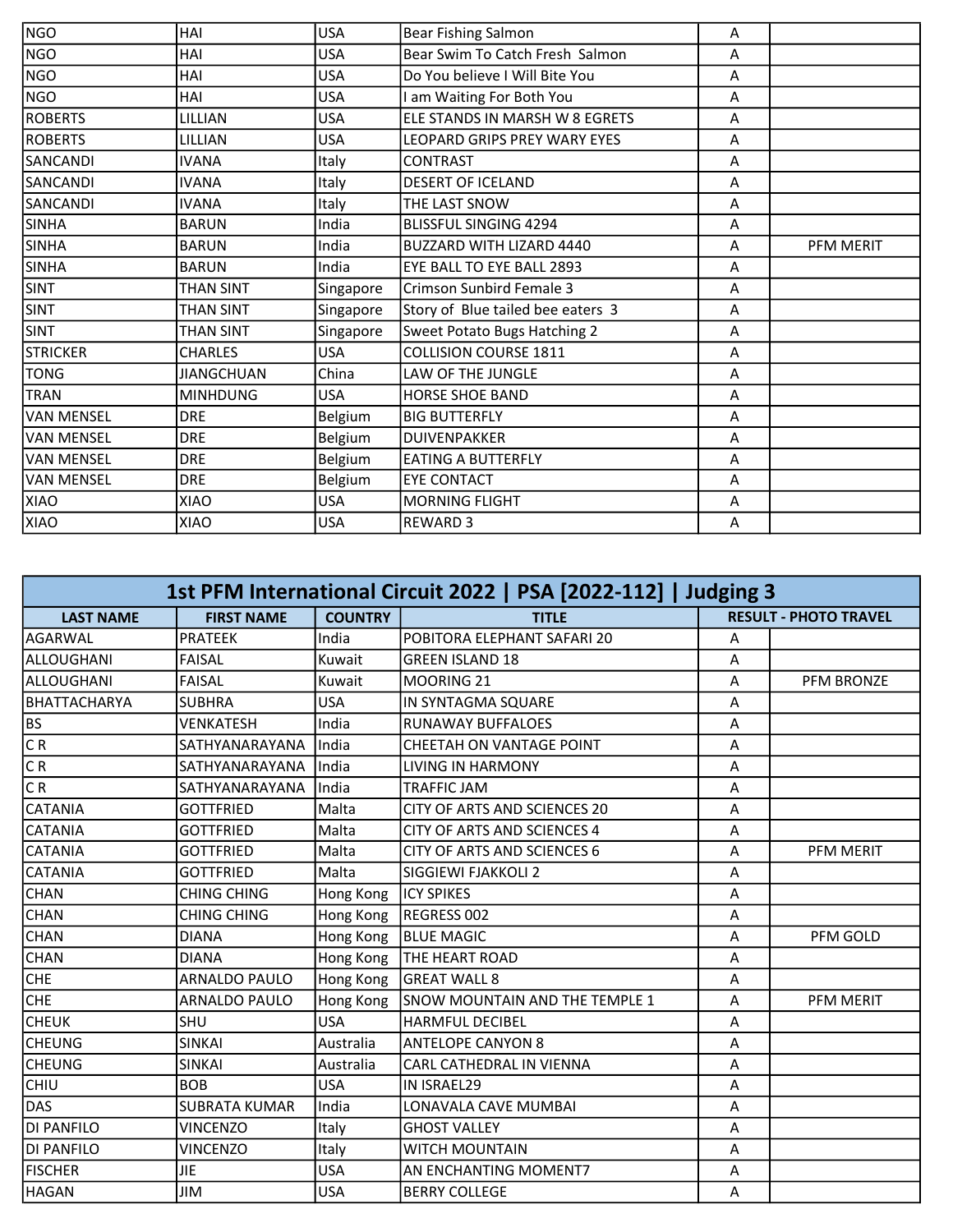| NGO | HAI | USA | Bear Fishing Salmon | A | |
|---|---|---|---|---|---|
| NGO | HAI | USA | Bear Swim To Catch Fresh  Salmon | A | |
| NGO | HAI | USA | Do You believe I Will Bite You | A | |
| NGO | HAI | USA | I am Waiting For Both You | A | |
| ROBERTS | LILLIAN | USA | ELE STANDS IN MARSH W 8 EGRETS | A | |
| ROBERTS | LILLIAN | USA | LEOPARD GRIPS PREY WARY EYES | A | |
| SANCANDI | IVANA | Italy | CONTRAST | A | |
| SANCANDI | IVANA | Italy | DESERT OF ICELAND | A | |
| SANCANDI | IVANA | Italy | THE LAST SNOW | A | |
| SINHA | BARUN | India | BLISSFUL SINGING 4294 | A | |
| SINHA | BARUN | India | BUZZARD WITH LIZARD 4440 | A | PFM MERIT |
| SINHA | BARUN | India | EYE BALL TO EYE BALL 2893 | A | |
| SINT | THAN SINT | Singapore | Crimson Sunbird Female 3 | A | |
| SINT | THAN SINT | Singapore | Story of  Blue tailed bee eaters  3 | A | |
| SINT | THAN SINT | Singapore | Sweet Potato Bugs Hatching 2 | A | |
| STRICKER | CHARLES | USA | COLLISION COURSE 1811 | A | |
| TONG | JIANGCHUAN | China | LAW OF THE JUNGLE | A | |
| TRAN | MINHDUNG | USA | HORSE SHOE BAND | A | |
| VAN MENSEL | DRE | Belgium | BIG BUTTERFLY | A | |
| VAN MENSEL | DRE | Belgium | DUIVENPAKKER | A | |
| VAN MENSEL | DRE | Belgium | EATING A BUTTERFLY | A | |
| VAN MENSEL | DRE | Belgium | EYE CONTACT | A | |
| XIAO | XIAO | USA | MORNING FLIGHT | A | |
| XIAO | XIAO | USA | REWARD 3 | A | |

## 1st PFM International Circuit 2022 | PSA [2022-112] | Judging 3

| LAST NAME | FIRST NAME | COUNTRY | TITLE | RESULT - PHOTO TRAVEL | |
|---|---|---|---|---|---|
| AGARWAL | PRATEEK | India | POBITORA ELEPHANT SAFARI 20 | A | |
| ALLOUGHANI | FAISAL | Kuwait | GREEN ISLAND 18 | A | |
| ALLOUGHANI | FAISAL | Kuwait | MOORING 21 | A | PFM BRONZE |
| BHATTACHARYA | SUBHRA | USA | IN SYNTAGMA SQUARE | A | |
| BS | VENKATESH | India | RUNAWAY BUFFALOES | A | |
| C R | SATHYANARAYANA | India | CHEETAH ON VANTAGE POINT | A | |
| C R | SATHYANARAYANA | India | LIVING IN HARMONY | A | |
| C R | SATHYANARAYANA | India | TRAFFIC JAM | A | |
| CATANIA | GOTTFRIED | Malta | CITY OF ARTS AND SCIENCES 20 | A | |
| CATANIA | GOTTFRIED | Malta | CITY OF ARTS AND SCIENCES 4 | A | |
| CATANIA | GOTTFRIED | Malta | CITY OF ARTS AND SCIENCES 6 | A | PFM MERIT |
| CATANIA | GOTTFRIED | Malta | SIGGIEWI FJAKKOLI 2 | A | |
| CHAN | CHING CHING | Hong Kong | ICY SPIKES | A | |
| CHAN | CHING CHING | Hong Kong | REGRESS 002 | A | |
| CHAN | DIANA | Hong Kong | BLUE MAGIC | A | PFM GOLD |
| CHAN | DIANA | Hong Kong | THE HEART ROAD | A | |
| CHE | ARNALDO PAULO | Hong Kong | GREAT WALL 8 | A | |
| CHE | ARNALDO PAULO | Hong Kong | SNOW MOUNTAIN AND THE TEMPLE 1 | A | PFM MERIT |
| CHEUK | SHU | USA | HARMFUL DECIBEL | A | |
| CHEUNG | SINKAI | Australia | ANTELOPE CANYON 8 | A | |
| CHEUNG | SINKAI | Australia | CARL CATHEDRAL IN VIENNA | A | |
| CHIU | BOB | USA | IN ISRAEL29 | A | |
| DAS | SUBRATA KUMAR | India | LONAVALA CAVE MUMBAI | A | |
| DI PANFILO | VINCENZO | Italy | GHOST VALLEY | A | |
| DI PANFILO | VINCENZO | Italy | WITCH MOUNTAIN | A | |
| FISCHER | JIE | USA | AN ENCHANTING MOMENT7 | A | |
| HAGAN | JIM | USA | BERRY COLLEGE | A | |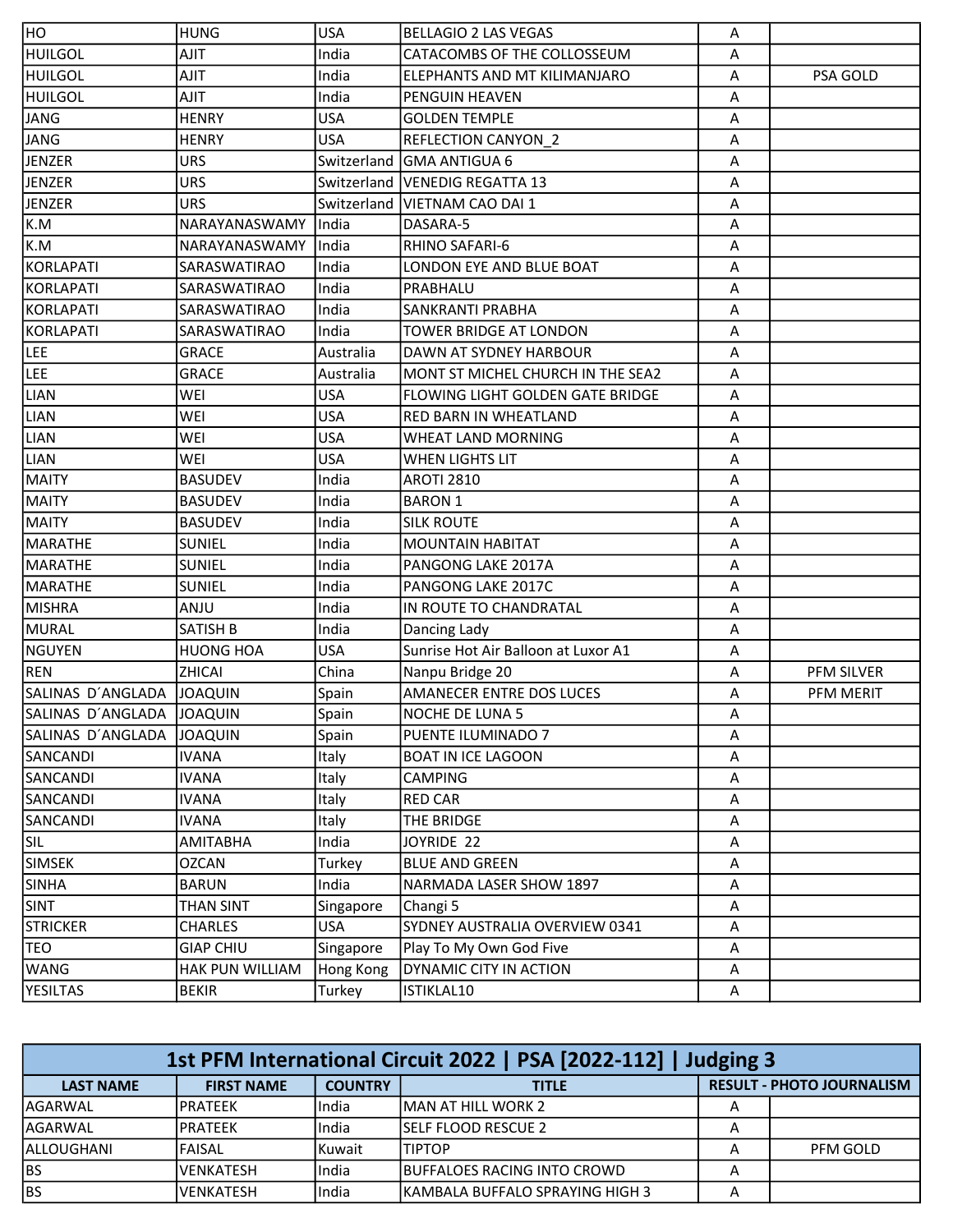| | | | | | |
|---|---|---|---|---|---|
| HO | HUNG | USA | BELLAGIO 2 LAS VEGAS | A | |
| HUILGOL | AJIT | India | CATACOMBS OF THE COLLOSSEUM | A | |
| HUILGOL | AJIT | India | ELEPHANTS AND MT KILIMANJARO | A | PSA GOLD |
| HUILGOL | AJIT | India | PENGUIN HEAVEN | A | |
| JANG | HENRY | USA | GOLDEN TEMPLE | A | |
| JANG | HENRY | USA | REFLECTION CANYON_2 | A | |
| JENZER | URS | Switzerland | GMA ANTIGUA 6 | A | |
| JENZER | URS | Switzerland | VENEDIG REGATTA 13 | A | |
| JENZER | URS | Switzerland | VIETNAM CAO DAI 1 | A | |
| K.M | NARAYANASWAMY | India | DASARA-5 | A | |
| K.M | NARAYANASWAMY | India | RHINO SAFARI-6 | A | |
| KORLAPATI | SARASWATIRAO | India | LONDON EYE AND BLUE BOAT | A | |
| KORLAPATI | SARASWATIRAO | India | PRABHALU | A | |
| KORLAPATI | SARASWATIRAO | India | SANKRANTI PRABHA | A | |
| KORLAPATI | SARASWATIRAO | India | TOWER BRIDGE AT LONDON | A | |
| LEE | GRACE | Australia | DAWN AT SYDNEY HARBOUR | A | |
| LEE | GRACE | Australia | MONT ST MICHEL CHURCH IN THE SEA2 | A | |
| LIAN | WEI | USA | FLOWING LIGHT GOLDEN GATE BRIDGE | A | |
| LIAN | WEI | USA | RED BARN IN WHEATLAND | A | |
| LIAN | WEI | USA | WHEAT LAND MORNING | A | |
| LIAN | WEI | USA | WHEN LIGHTS LIT | A | |
| MAITY | BASUDEV | India | AROTI 2810 | A | |
| MAITY | BASUDEV | India | BARON 1 | A | |
| MAITY | BASUDEV | India | SILK ROUTE | A | |
| MARATHE | SUNIEL | India | MOUNTAIN HABITAT | A | |
| MARATHE | SUNIEL | India | PANGONG LAKE 2017A | A | |
| MARATHE | SUNIEL | India | PANGONG LAKE 2017C | A | |
| MISHRA | ANJU | India | IN ROUTE TO CHANDRATAL | A | |
| MURAL | SATISH B | India | Dancing Lady | A | |
| NGUYEN | HUONG HOA | USA | Sunrise Hot Air Balloon at Luxor A1 | A | |
| REN | ZHICAI | China | Nanpu Bridge 20 | A | PFM SILVER |
| SALINAS D´ANGLADA | JOAQUIN | Spain | AMANECER ENTRE DOS LUCES | A | PFM MERIT |
| SALINAS D´ANGLADA | JOAQUIN | Spain | NOCHE DE LUNA 5 | A | |
| SALINAS D´ANGLADA | JOAQUIN | Spain | PUENTE ILUMINADO 7 | A | |
| SANCANDI | IVANA | Italy | BOAT IN ICE LAGOON | A | |
| SANCANDI | IVANA | Italy | CAMPING | A | |
| SANCANDI | IVANA | Italy | RED CAR | A | |
| SANCANDI | IVANA | Italy | THE BRIDGE | A | |
| SIL | AMITABHA | India | JOYRIDE 22 | A | |
| SIMSEK | OZCAN | Turkey | BLUE AND GREEN | A | |
| SINHA | BARUN | India | NARMADA LASER SHOW 1897 | A | |
| SINT | THAN SINT | Singapore | Changi 5 | A | |
| STRICKER | CHARLES | USA | SYDNEY AUSTRALIA OVERVIEW 0341 | A | |
| TEO | GIAP CHIU | Singapore | Play To My Own God Five | A | |
| WANG | HAK PUN WILLIAM | Hong Kong | DYNAMIC CITY IN ACTION | A | |
| YESILTAS | BEKIR | Turkey | ISTIKLAL10 | A | |

## 1st PFM International Circuit 2022 | PSA [2022-112] | Judging 3

| LAST NAME | FIRST NAME | COUNTRY | TITLE | RESULT - PHOTO JOURNALISM | |
|---|---|---|---|---|---|
| AGARWAL | PRATEEK | India | MAN AT HILL WORK 2 | A | |
| AGARWAL | PRATEEK | India | SELF FLOOD RESCUE 2 | A | |
| ALLOUGHANI | FAISAL | Kuwait | TIPTOP | A | PFM GOLD |
| BS | VENKATESH | India | BUFFALOES RACING INTO CROWD | A | |
| BS | VENKATESH | India | KAMBALA BUFFALO SPRAYING HIGH 3 | A | |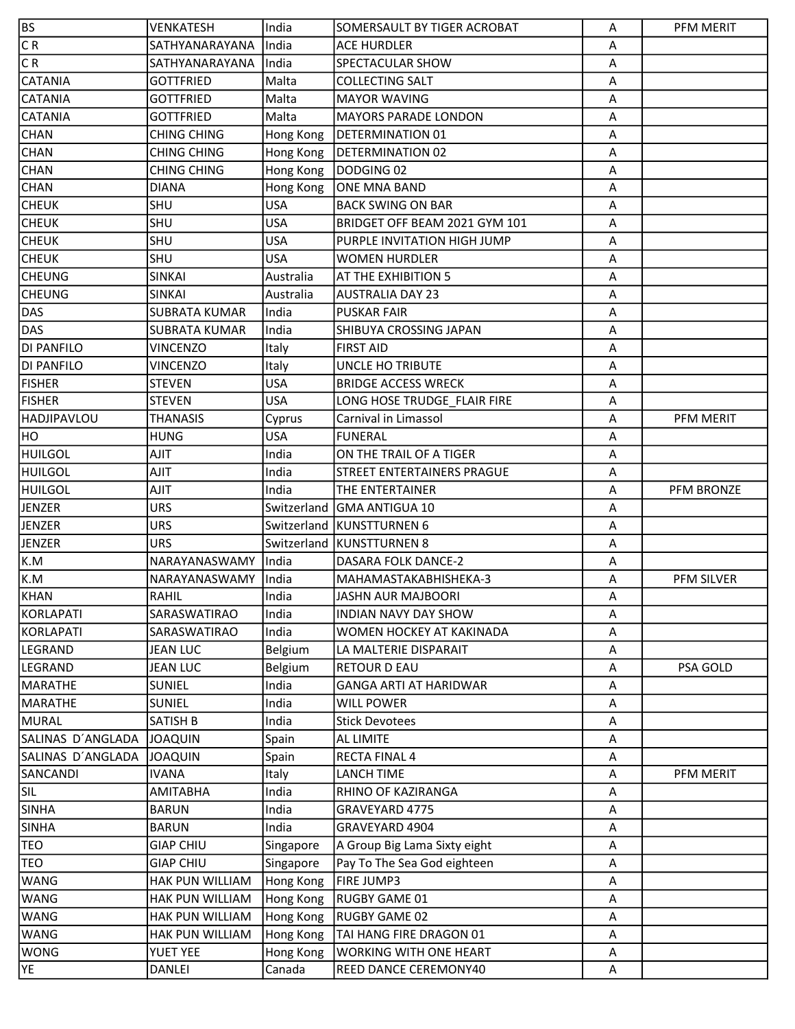| | | | | | |
|---|---|---|---|---|---|
| BS | VENKATESH | India | SOMERSAULT BY TIGER ACROBAT | A | PFM MERIT |
| C R | SATHYANARAYANA | India | ACE HURDLER | A | |
| C R | SATHYANARAYANA | India | SPECTACULAR SHOW | A | |
| CATANIA | GOTTFRIED | Malta | COLLECTING SALT | A | |
| CATANIA | GOTTFRIED | Malta | MAYOR WAVING | A | |
| CATANIA | GOTTFRIED | Malta | MAYORS PARADE LONDON | A | |
| CHAN | CHING CHING | Hong Kong | DETERMINATION 01 | A | |
| CHAN | CHING CHING | Hong Kong | DETERMINATION 02 | A | |
| CHAN | CHING CHING | Hong Kong | DODGING 02 | A | |
| CHAN | DIANA | Hong Kong | ONE MNA BAND | A | |
| CHEUK | SHU | USA | BACK SWING ON BAR | A | |
| CHEUK | SHU | USA | BRIDGET OFF BEAM 2021 GYM 101 | A | |
| CHEUK | SHU | USA | PURPLE INVITATION HIGH JUMP | A | |
| CHEUK | SHU | USA | WOMEN HURDLER | A | |
| CHEUNG | SINKAI | Australia | AT THE EXHIBITION 5 | A | |
| CHEUNG | SINKAI | Australia | AUSTRALIA DAY 23 | A | |
| DAS | SUBRATA KUMAR | India | PUSKAR FAIR | A | |
| DAS | SUBRATA KUMAR | India | SHIBUYA CROSSING JAPAN | A | |
| DI PANFILO | VINCENZO | Italy | FIRST AID | A | |
| DI PANFILO | VINCENZO | Italy | UNCLE HO TRIBUTE | A | |
| FISHER | STEVEN | USA | BRIDGE ACCESS WRECK | A | |
| FISHER | STEVEN | USA | LONG HOSE TRUDGE_FLAIR FIRE | A | |
| HADJIPAVLOU | THANASIS | Cyprus | Carnival in Limassol | A | PFM MERIT |
| HO | HUNG | USA | FUNERAL | A | |
| HUILGOL | AJIT | India | ON THE TRAIL OF A TIGER | A | |
| HUILGOL | AJIT | India | STREET ENTERTAINERS PRAGUE | A | |
| HUILGOL | AJIT | India | THE ENTERTAINER | A | PFM BRONZE |
| JENZER | URS | Switzerland | GMA ANTIGUA 10 | A | |
| JENZER | URS | Switzerland | KUNSTTURNEN 6 | A | |
| JENZER | URS | Switzerland | KUNSTTURNEN 8 | A | |
| K.M | NARAYANASWAMY | India | DASARA FOLK DANCE-2 | A | |
| K.M | NARAYANASWAMY | India | MAHAMASTAKABHISHEKA-3 | A | PFM SILVER |
| KHAN | RAHIL | India | JASHN AUR MAJBOORI | A | |
| KORLAPATI | SARASWATIRAO | India | INDIAN NAVY DAY SHOW | A | |
| KORLAPATI | SARASWATIRAO | India | WOMEN HOCKEY AT KAKINADA | A | |
| LEGRAND | JEAN LUC | Belgium | LA MALTERIE DISPARAIT | A | |
| LEGRAND | JEAN LUC | Belgium | RETOUR D EAU | A | PSA GOLD |
| MARATHE | SUNIEL | India | GANGA ARTI AT HARIDWAR | A | |
| MARATHE | SUNIEL | India | WILL POWER | A | |
| MURAL | SATISH B | India | Stick Devotees | A | |
| SALINAS D´ANGLADA | JOAQUIN | Spain | AL LIMITE | A | |
| SALINAS D´ANGLADA | JOAQUIN | Spain | RECTA FINAL 4 | A | |
| SANCANDI | IVANA | Italy | LANCH TIME | A | PFM MERIT |
| SIL | AMITABHA | India | RHINO OF KAZIRANGA | A | |
| SINHA | BARUN | India | GRAVEYARD 4775 | A | |
| SINHA | BARUN | India | GRAVEYARD 4904 | A | |
| TEO | GIAP CHIU | Singapore | A Group Big Lama Sixty eight | A | |
| TEO | GIAP CHIU | Singapore | Pay To The Sea God eighteen | A | |
| WANG | HAK PUN WILLIAM | Hong Kong | FIRE JUMP3 | A | |
| WANG | HAK PUN WILLIAM | Hong Kong | RUGBY GAME 01 | A | |
| WANG | HAK PUN WILLIAM | Hong Kong | RUGBY GAME 02 | A | |
| WANG | HAK PUN WILLIAM | Hong Kong | TAI HANG FIRE DRAGON 01 | A | |
| WONG | YUET YEE | Hong Kong | WORKING WITH ONE HEART | A | |
| YE | DANLEI | Canada | REED DANCE CEREMONY40 | A | |